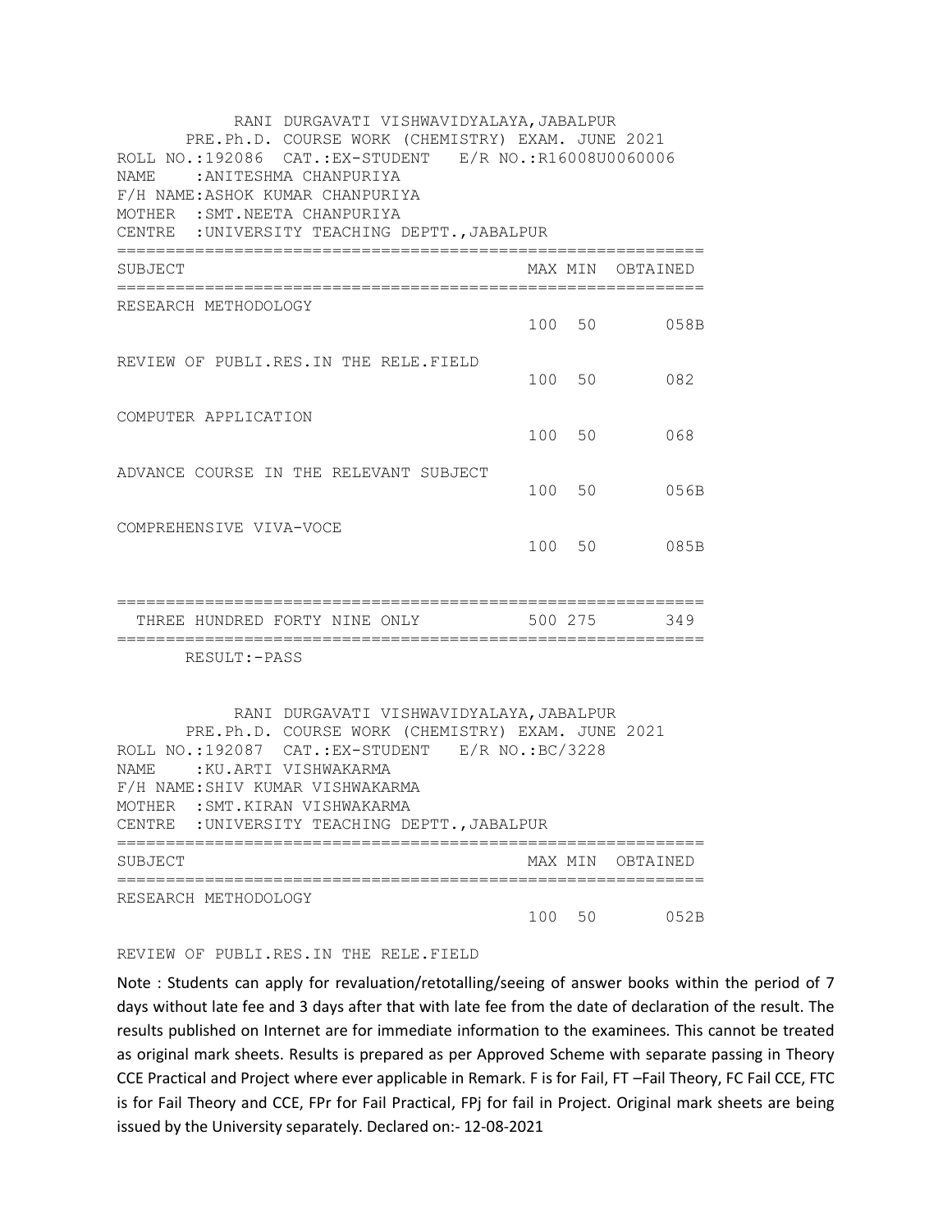RANI DURGAVATI VISHWAVIDYALAYA,JABALPUR
PRE.Ph.D. COURSE WORK (CHEMISTRY) EXAM. JUNE 2021
ROLL NO.:192086 CAT.:EX-STUDENT E/R NO.:R16008U0060006
NAME :ANITESHMA CHANPURIYA
F/H NAME:ASHOK KUMAR CHANPURIYA
MOTHER :SMT.NEETA CHANPURIYA
CENTRE :UNIVERSITY TEACHING DEPTT.,JABALPUR

| SUBJECT | MAX | MIN | OBTAINED |
|---|---|---|---|
| RESEARCH METHODOLOGY | 100 | 50 | 058B |
| REVIEW OF PUBLI.RES.IN THE RELE.FIELD | 100 | 50 | 082 |
| COMPUTER APPLICATION | 100 | 50 | 068 |
| ADVANCE COURSE IN THE RELEVANT SUBJECT | 100 | 50 | 056B |
| COMPREHENSIVE VIVA-VOCE | 100 | 50 | 085B |
| THREE HUNDRED FORTY NINE ONLY | 500 | 275 | 349 |

RESULT:-PASS

RANI DURGAVATI VISHWAVIDYALAYA,JABALPUR
PRE.Ph.D. COURSE WORK (CHEMISTRY) EXAM. JUNE 2021
ROLL NO.:192087 CAT.:EX-STUDENT E/R NO.:BC/3228
NAME :KU.ARTI VISHWAKARMA
F/H NAME:SHIV KUMAR VISHWAKARMA
MOTHER :SMT.KIRAN VISHWAKARMA
CENTRE :UNIVERSITY TEACHING DEPTT.,JABALPUR

| SUBJECT | MAX | MIN | OBTAINED |
|---|---|---|---|
| RESEARCH METHODOLOGY | 100 | 50 | 052B |
| REVIEW OF PUBLI.RES.IN THE RELE.FIELD | | | |

Note : Students can apply for revaluation/retotalling/seeing of answer books within the period of 7 days without late fee and 3 days after that with late fee from the date of declaration of the result. The results published on Internet are for immediate information to the examinees. This cannot be treated as original mark sheets. Results is prepared as per Approved Scheme with separate passing in Theory CCE Practical and Project where ever applicable in Remark. F is for Fail, FT –Fail Theory, FC Fail CCE, FTC is for Fail Theory and CCE, FPr for Fail Practical, FPj for fail in Project. Original mark sheets are being issued by the University separately. Declared on:- 12-08-2021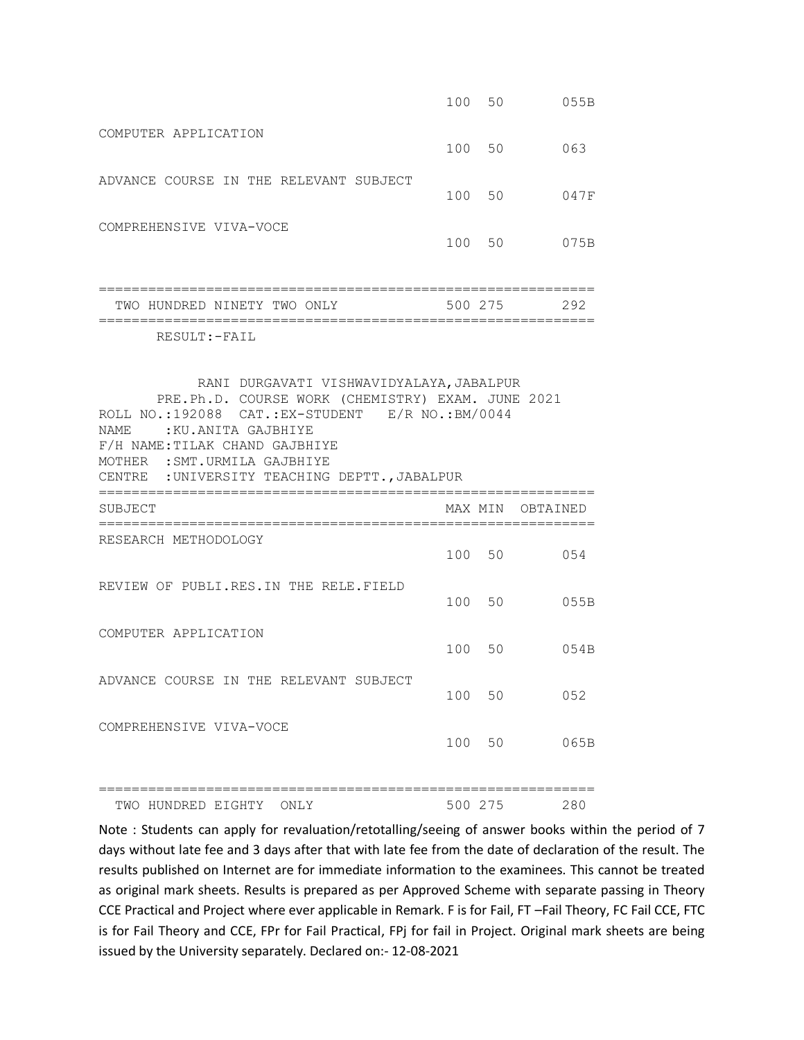| SUBJECT | MAX | MIN | OBTAINED |
|---|---|---|---|
| | 100 | 50 | 055B |
| COMPUTER APPLICATION | 100 | 50 | 063 |
| ADVANCE COURSE IN THE RELEVANT SUBJECT | 100 | 50 | 047F |
| COMPREHENSIVE VIVA-VOCE | 100 | 50 | 075B |
| TWO HUNDRED NINETY TWO ONLY | 500 | 275 | 292 |

RESULT:-FAIL

RANI DURGAVATI VISHWAVIDYALAYA,JABALPUR

PRE.Ph.D. COURSE WORK (CHEMISTRY) EXAM. JUNE 2021

ROLL NO.:192088 CAT.:EX-STUDENT E/R NO.:BM/0044

NAME :KU.ANITA GAJBHIYE

F/H NAME:TILAK CHAND GAJBHIYE

MOTHER :SMT.URMILA GAJBHIYE

CENTRE :UNIVERSITY TEACHING DEPTT.,JABALPUR

| SUBJECT | MAX | MIN | OBTAINED |
|---|---|---|---|
| RESEARCH METHODOLOGY | 100 | 50 | 054 |
| REVIEW OF PUBLI.RES.IN THE RELE.FIELD | 100 | 50 | 055B |
| COMPUTER APPLICATION | 100 | 50 | 054B |
| ADVANCE COURSE IN THE RELEVANT SUBJECT | 100 | 50 | 052 |
| COMPREHENSIVE VIVA-VOCE | 100 | 50 | 065B |
| TWO HUNDRED EIGHTY ONLY | 500 | 275 | 280 |

Note : Students can apply for revaluation/retotalling/seeing of answer books within the period of 7 days without late fee and 3 days after that with late fee from the date of declaration of the result. The results published on Internet are for immediate information to the examinees. This cannot be treated as original mark sheets. Results is prepared as per Approved Scheme with separate passing in Theory CCE Practical and Project where ever applicable in Remark. F is for Fail, FT –Fail Theory, FC Fail CCE, FTC is for Fail Theory and CCE, FPr for Fail Practical, FPj for fail in Project. Original mark sheets are being issued by the University separately. Declared on:- 12-08-2021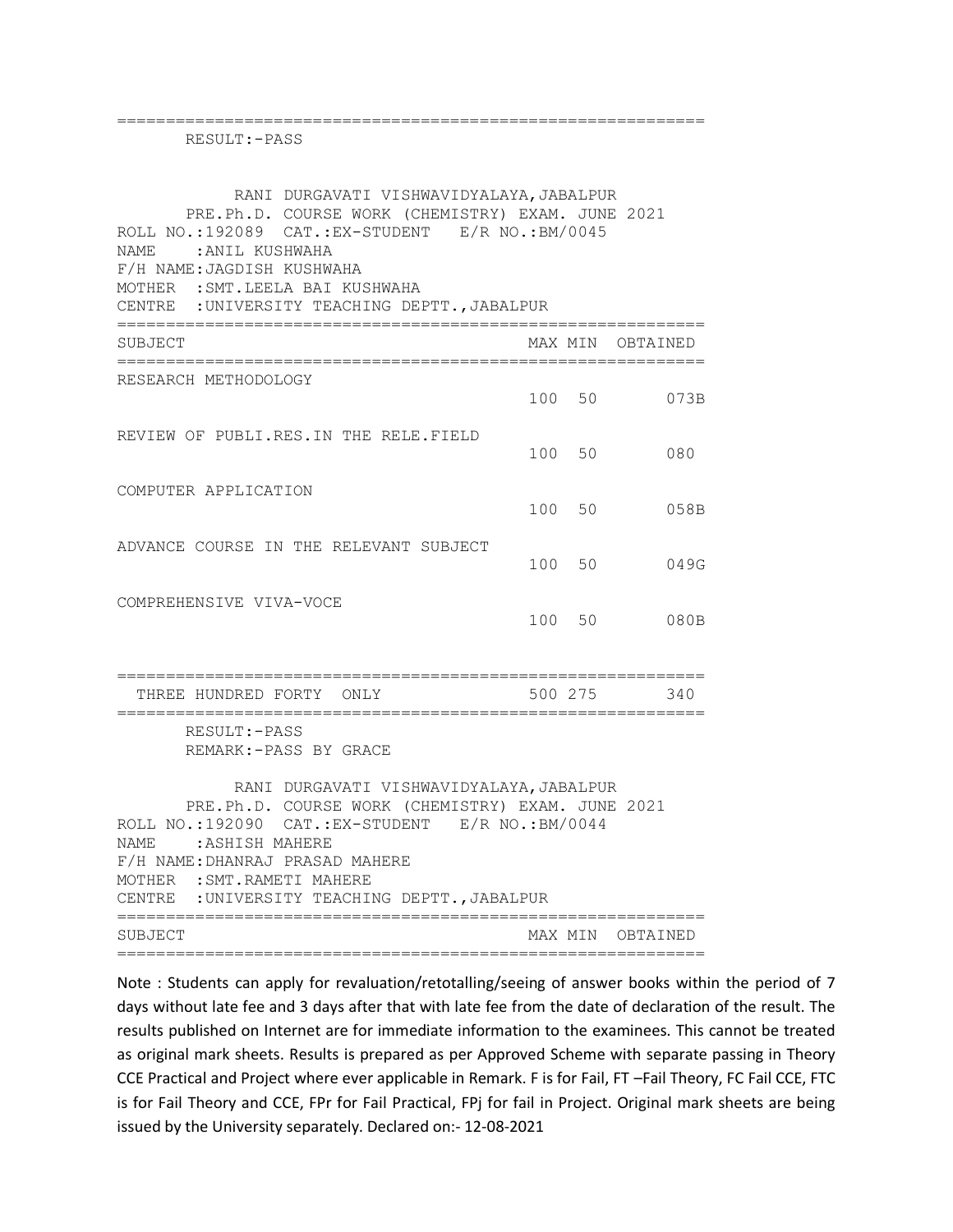RESULT:-PASS

RANI DURGAVATI VISHWAVIDYALAYA,JABALPUR
PRE.Ph.D. COURSE WORK (CHEMISTRY) EXAM. JUNE 2021
ROLL NO.:192089 CAT.:EX-STUDENT E/R NO.:BM/0045
NAME :ANIL KUSHWAHA
F/H NAME:JAGDISH KUSHWAHA
MOTHER :SMT.LEELA BAI KUSHWAHA
CENTRE :UNIVERSITY TEACHING DEPTT.,JABALPUR

| SUBJECT | MAX | MIN | OBTAINED |
|---|---|---|---|
| RESEARCH METHODOLOGY | 100 | 50 | 073B |
| REVIEW OF PUBLI.RES.IN THE RELE.FIELD | 100 | 50 | 080 |
| COMPUTER APPLICATION | 100 | 50 | 058B |
| ADVANCE COURSE IN THE RELEVANT SUBJECT | 100 | 50 | 049G |
| COMPREHENSIVE VIVA-VOCE | 100 | 50 | 080B |
| THREE HUNDRED FORTY ONLY | 500 | 275 | 340 |

RESULT:-PASS
REMARK:-PASS BY GRACE

RANI DURGAVATI VISHWAVIDYALAYA,JABALPUR
PRE.Ph.D. COURSE WORK (CHEMISTRY) EXAM. JUNE 2021
ROLL NO.:192090 CAT.:EX-STUDENT E/R NO.:BM/0044
NAME :ASHISH MAHERE
F/H NAME:DHANRAJ PRASAD MAHERE
MOTHER :SMT.RAMETI MAHERE
CENTRE :UNIVERSITY TEACHING DEPTT.,JABALPUR

| SUBJECT | MAX | MIN | OBTAINED |
|---|---|---|---|

Note : Students can apply for revaluation/retotalling/seeing of answer books within the period of 7 days without late fee and 3 days after that with late fee from the date of declaration of the result. The results published on Internet are for immediate information to the examinees. This cannot be treated as original mark sheets. Results is prepared as per Approved Scheme with separate passing in Theory CCE Practical and Project where ever applicable in Remark. F is for Fail, FT –Fail Theory, FC Fail CCE, FTC is for Fail Theory and CCE, FPr for Fail Practical, FPj for fail in Project. Original mark sheets are being issued by the University separately. Declared on:- 12-08-2021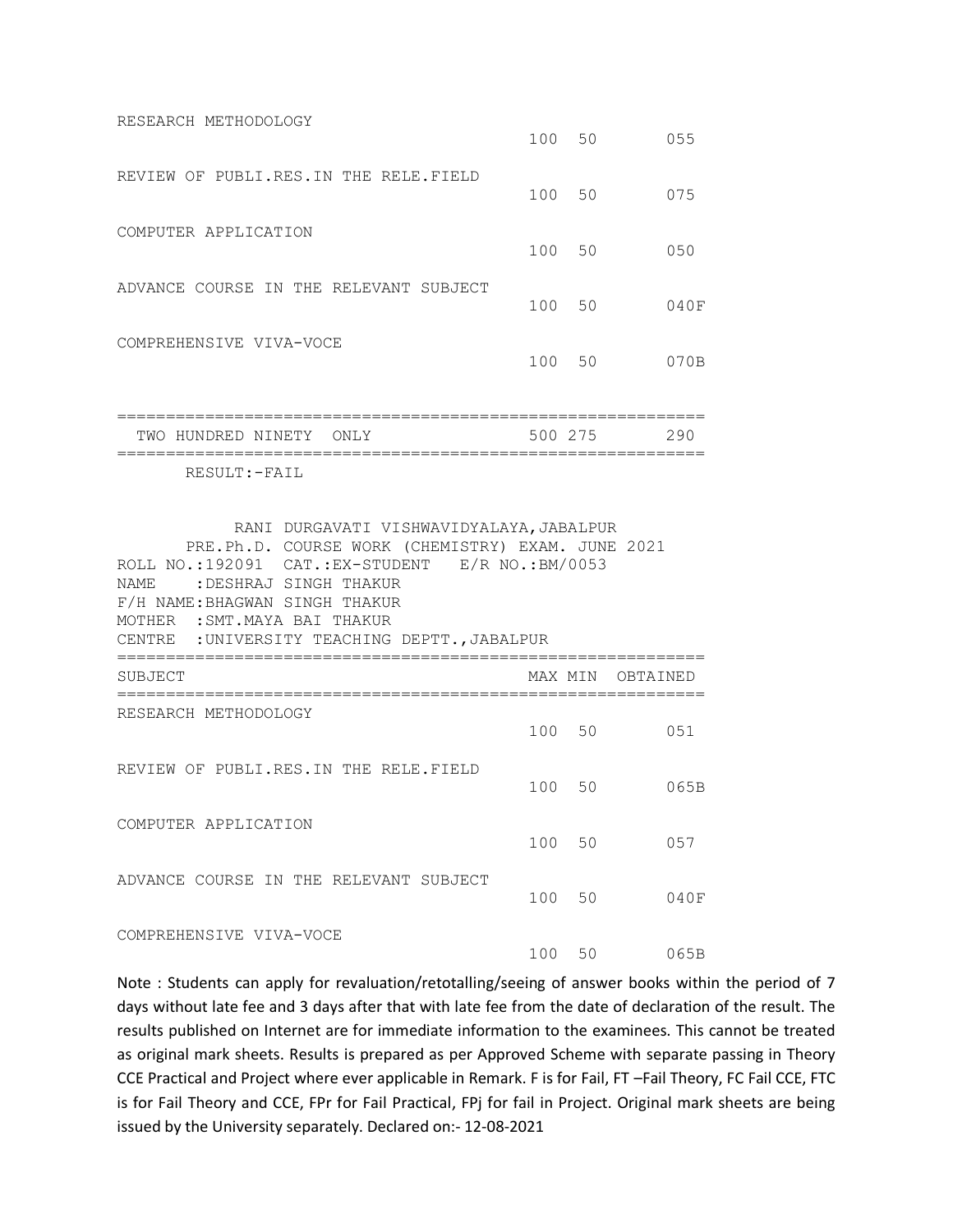| SUBJECT | MAX | MIN | OBTAINED |
|---|---|---|---|
| RESEARCH METHODOLOGY | 100 | 50 | 055 |
| REVIEW OF PUBLI.RES.IN THE RELE.FIELD | 100 | 50 | 075 |
| COMPUTER APPLICATION | 100 | 50 | 050 |
| ADVANCE COURSE IN THE RELEVANT SUBJECT | 100 | 50 | 040F |
| COMPREHENSIVE VIVA-VOCE | 100 | 50 | 070B |
| TWO HUNDRED NINETY ONLY | 500 | 275 | 290 |

RESULT:-FAIL

RANI DURGAVATI VISHWAVIDYALAYA,JABALPUR

PRE.Ph.D. COURSE WORK (CHEMISTRY) EXAM. JUNE 2021

ROLL NO.:192091 CAT.:EX-STUDENT E/R NO.:BM/0053

NAME :DESHRAJ SINGH THAKUR

F/H NAME:BHAGWAN SINGH THAKUR

MOTHER :SMT.MAYA BAI THAKUR

CENTRE :UNIVERSITY TEACHING DEPTT.,JABALPUR

| SUBJECT | MAX | MIN | OBTAINED |
|---|---|---|---|
| RESEARCH METHODOLOGY | 100 | 50 | 051 |
| REVIEW OF PUBLI.RES.IN THE RELE.FIELD | 100 | 50 | 065B |
| COMPUTER APPLICATION | 100 | 50 | 057 |
| ADVANCE COURSE IN THE RELEVANT SUBJECT | 100 | 50 | 040F |
| COMPREHENSIVE VIVA-VOCE | 100 | 50 | 065B |

Note : Students can apply for revaluation/retotalling/seeing of answer books within the period of 7 days without late fee and 3 days after that with late fee from the date of declaration of the result. The results published on Internet are for immediate information to the examinees. This cannot be treated as original mark sheets. Results is prepared as per Approved Scheme with separate passing in Theory CCE Practical and Project where ever applicable in Remark. F is for Fail, FT –Fail Theory, FC Fail CCE, FTC is for Fail Theory and CCE, FPr for Fail Practical, FPj for fail in Project. Original mark sheets are being issued by the University separately. Declared on:- 12-08-2021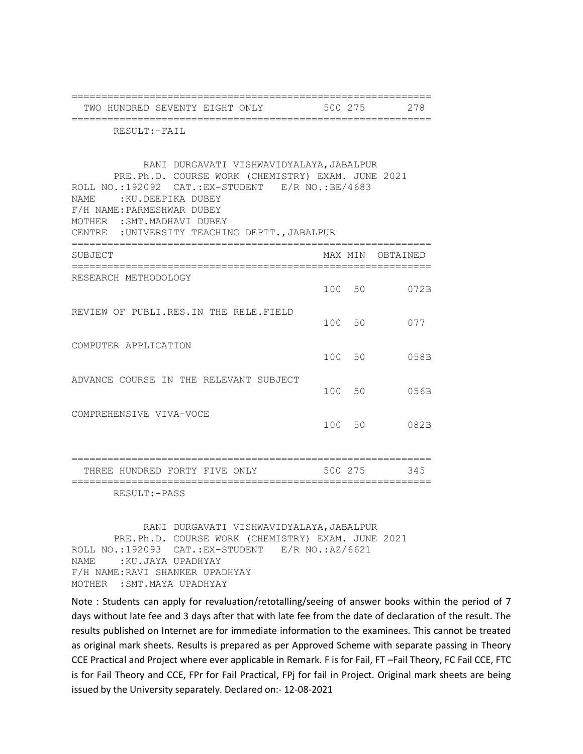| TWO HUNDRED SEVENTY EIGHT ONLY | 500 | 275 | 278 |
|---|---|---|---|

RESULT:-FAIL

RANI DURGAVATI VISHWAVIDYALAYA,JABALPUR
PRE.Ph.D. COURSE WORK (CHEMISTRY) EXAM. JUNE 2021

ROLL NO.:192092 CAT.:EX-STUDENT E/R NO.:BE/4683
NAME :KU.DEEPIKA DUBEY
F/H NAME:PARMESHWAR DUBEY
MOTHER :SMT.MADHAVI DUBEY
CENTRE :UNIVERSITY TEACHING DEPTT.,JABALPUR

| SUBJECT | MAX | MIN | OBTAINED |
|---|---|---|---|
| RESEARCH METHODOLOGY | 100 | 50 | 072B |
| REVIEW OF PUBLI.RES.IN THE RELE.FIELD | 100 | 50 | 077 |
| COMPUTER APPLICATION | 100 | 50 | 058B |
| ADVANCE COURSE IN THE RELEVANT SUBJECT | 100 | 50 | 056B |
| COMPREHENSIVE VIVA-VOCE | 100 | 50 | 082B |
| THREE HUNDRED FORTY FIVE ONLY | 500 | 275 | 345 |

RESULT:-PASS

RANI DURGAVATI VISHWAVIDYALAYA,JABALPUR
PRE.Ph.D. COURSE WORK (CHEMISTRY) EXAM. JUNE 2021

ROLL NO.:192093 CAT.:EX-STUDENT E/R NO.:AZ/6621
NAME :KU.JAYA UPADHYAY
F/H NAME:RAVI SHANKER UPADHYAY
MOTHER :SMT.MAYA UPADHYAY

Note : Students can apply for revaluation/retotalling/seeing of answer books within the period of 7 days without late fee and 3 days after that with late fee from the date of declaration of the result. The results published on Internet are for immediate information to the examinees. This cannot be treated as original mark sheets. Results is prepared as per Approved Scheme with separate passing in Theory CCE Practical and Project where ever applicable in Remark. F is for Fail, FT –Fail Theory, FC Fail CCE, FTC is for Fail Theory and CCE, FPr for Fail Practical, FPj for fail in Project. Original mark sheets are being issued by the University separately. Declared on:- 12-08-2021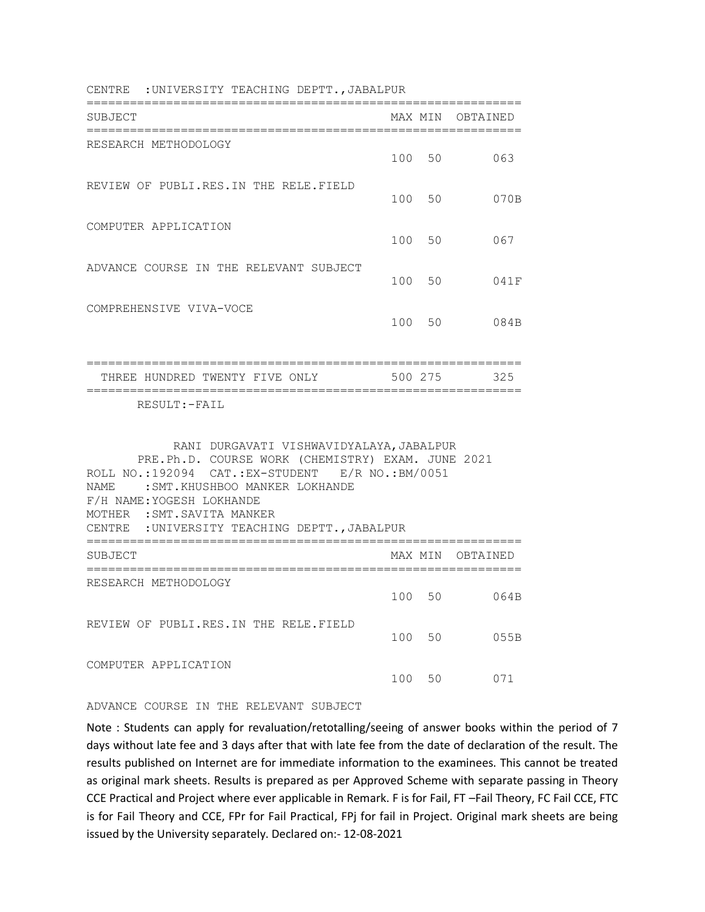CENTRE :UNIVERSITY TEACHING DEPTT.,JABALPUR

| SUBJECT | MAX | MIN | OBTAINED |
|---|---|---|---|
| RESEARCH METHODOLOGY | 100 | 50 | 063 |
| REVIEW OF PUBLI.RES.IN THE RELE.FIELD | 100 | 50 | 070B |
| COMPUTER APPLICATION | 100 | 50 | 067 |
| ADVANCE COURSE IN THE RELEVANT SUBJECT | 100 | 50 | 041F |
| COMPREHENSIVE VIVA-VOCE | 100 | 50 | 084B |
| THREE HUNDRED TWENTY FIVE ONLY | 500 | 275 | 325 |

RESULT:-FAIL

RANI DURGAVATI VISHWAVIDYALAYA,JABALPUR
PRE.Ph.D. COURSE WORK (CHEMISTRY) EXAM. JUNE 2021

ROLL NO.:192094 CAT.:EX-STUDENT E/R NO.:BM/0051
NAME :SMT.KHUSHBOO MANKER LOKHANDE
F/H NAME:YOGESH LOKHANDE
MOTHER :SMT.SAVITA MANKER
CENTRE :UNIVERSITY TEACHING DEPTT.,JABALPUR

| SUBJECT | MAX | MIN | OBTAINED |
|---|---|---|---|
| RESEARCH METHODOLOGY | 100 | 50 | 064B |
| REVIEW OF PUBLI.RES.IN THE RELE.FIELD | 100 | 50 | 055B |
| COMPUTER APPLICATION | 100 | 50 | 071 |
| ADVANCE COURSE IN THE RELEVANT SUBJECT | | | |

Note : Students can apply for revaluation/retotalling/seeing of answer books within the period of 7 days without late fee and 3 days after that with late fee from the date of declaration of the result. The results published on Internet are for immediate information to the examinees. This cannot be treated as original mark sheets. Results is prepared as per Approved Scheme with separate passing in Theory CCE Practical and Project where ever applicable in Remark. F is for Fail, FT –Fail Theory, FC Fail CCE, FTC is for Fail Theory and CCE, FPr for Fail Practical, FPj for fail in Project. Original mark sheets are being issued by the University separately. Declared on:- 12-08-2021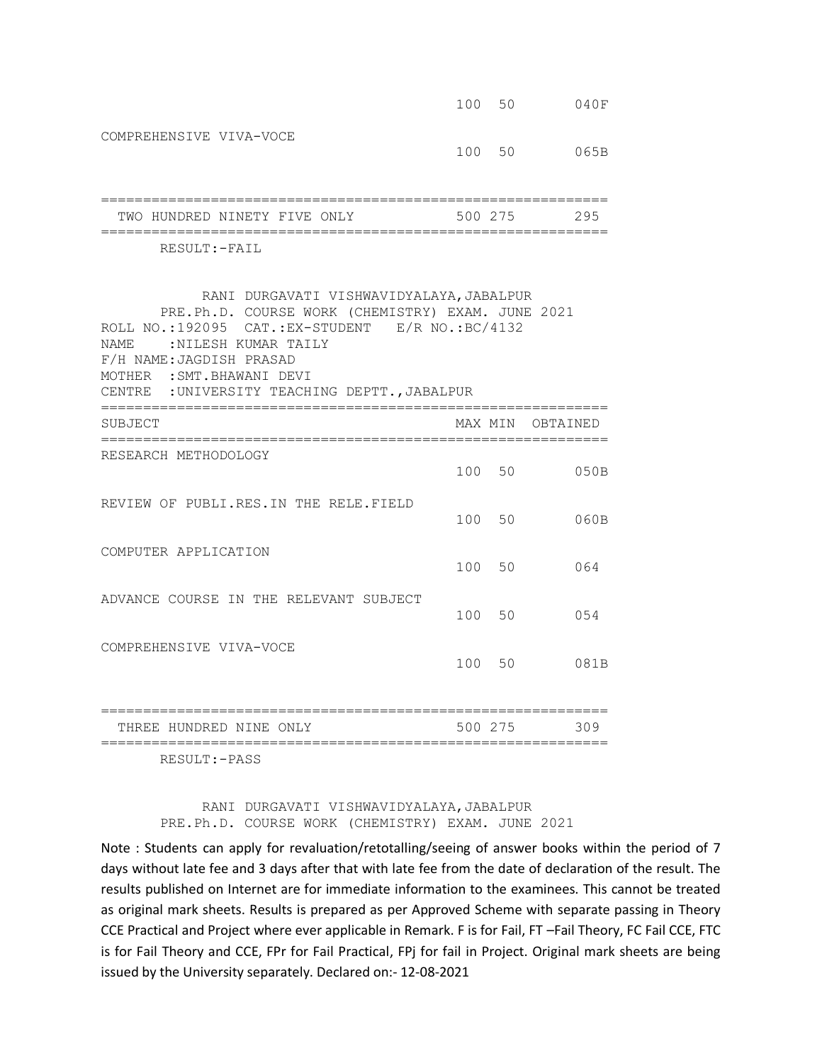| | MAX | MIN | OBTAINED |
|---|---|---|---|
| | 100 | 50 | 040F |
| COMPREHENSIVE VIVA-VOCE | 100 | 50 | 065B |
| TWO HUNDRED NINETY FIVE ONLY | 500 | 275 | 295 |

RESULT:-FAIL

RANI DURGAVATI VISHWAVIDYALAYA,JABALPUR

PRE.Ph.D. COURSE WORK (CHEMISTRY) EXAM. JUNE 2021

ROLL NO.:192095 CAT.:EX-STUDENT E/R NO.:BC/4132

NAME :NILESH KUMAR TAILY

F/H NAME:JAGDISH PRASAD

MOTHER :SMT.BHAWANI DEVI

CENTRE :UNIVERSITY TEACHING DEPTT.,JABALPUR

| SUBJECT | MAX | MIN | OBTAINED |
|---|---|---|---|
| RESEARCH METHODOLOGY | 100 | 50 | 050B |
| REVIEW OF PUBLI.RES.IN THE RELE.FIELD | 100 | 50 | 060B |
| COMPUTER APPLICATION | 100 | 50 | 064 |
| ADVANCE COURSE IN THE RELEVANT SUBJECT | 100 | 50 | 054 |
| COMPREHENSIVE VIVA-VOCE | 100 | 50 | 081B |
| THREE HUNDRED NINE ONLY | 500 | 275 | 309 |

RESULT:-PASS

RANI DURGAVATI VISHWAVIDYALAYA,JABALPUR

PRE.Ph.D. COURSE WORK (CHEMISTRY) EXAM. JUNE 2021

Note : Students can apply for revaluation/retotalling/seeing of answer books within the period of 7 days without late fee and 3 days after that with late fee from the date of declaration of the result. The results published on Internet are for immediate information to the examinees. This cannot be treated as original mark sheets. Results is prepared as per Approved Scheme with separate passing in Theory CCE Practical and Project where ever applicable in Remark. F is for Fail, FT –Fail Theory, FC Fail CCE, FTC is for Fail Theory and CCE, FPr for Fail Practical, FPj for fail in Project. Original mark sheets are being issued by the University separately. Declared on:- 12-08-2021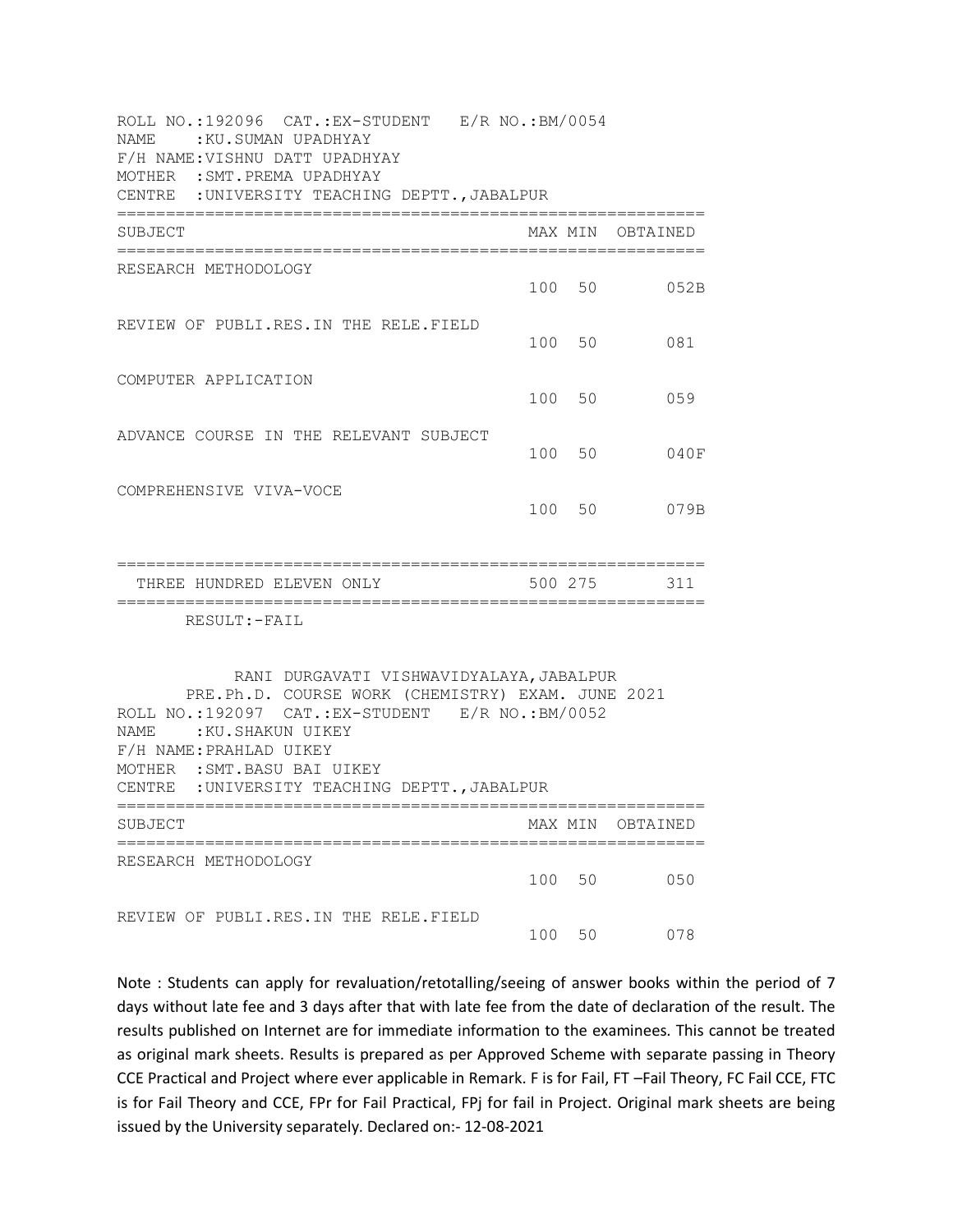ROLL NO.:192096 CAT.:EX-STUDENT E/R NO.:BM/0054
NAME :KU.SUMAN UPADHYAY
F/H NAME:VISHNU DATT UPADHYAY
MOTHER :SMT.PREMA UPADHYAY
CENTRE :UNIVERSITY TEACHING DEPTT.,JABALPUR

| SUBJECT | MAX | MIN | OBTAINED |
|---|---|---|---|
| RESEARCH METHODOLOGY | 100 | 50 | 052B |
| REVIEW OF PUBLI.RES.IN THE RELE.FIELD | 100 | 50 | 081 |
| COMPUTER APPLICATION | 100 | 50 | 059 |
| ADVANCE COURSE IN THE RELEVANT SUBJECT | 100 | 50 | 040F |
| COMPREHENSIVE VIVA-VOCE | 100 | 50 | 079B |
| THREE HUNDRED ELEVEN ONLY | 500 | 275 | 311 |

RESULT:-FAIL

RANI DURGAVATI VISHWAVIDYALAYA,JABALPUR
PRE.Ph.D. COURSE WORK (CHEMISTRY) EXAM. JUNE 2021

ROLL NO.:192097 CAT.:EX-STUDENT E/R NO.:BM/0052
NAME :KU.SHAKUN UIKEY
F/H NAME:PRAHLAD UIKEY
MOTHER :SMT.BASU BAI UIKEY
CENTRE :UNIVERSITY TEACHING DEPTT.,JABALPUR

| SUBJECT | MAX | MIN | OBTAINED |
|---|---|---|---|
| RESEARCH METHODOLOGY | 100 | 50 | 050 |
| REVIEW OF PUBLI.RES.IN THE RELE.FIELD | 100 | 50 | 078 |

Note : Students can apply for revaluation/retotalling/seeing of answer books within the period of 7 days without late fee and 3 days after that with late fee from the date of declaration of the result. The results published on Internet are for immediate information to the examinees. This cannot be treated as original mark sheets. Results is prepared as per Approved Scheme with separate passing in Theory CCE Practical and Project where ever applicable in Remark. F is for Fail, FT –Fail Theory, FC Fail CCE, FTC is for Fail Theory and CCE, FPr for Fail Practical, FPj for fail in Project. Original mark sheets are being issued by the University separately. Declared on:- 12-08-2021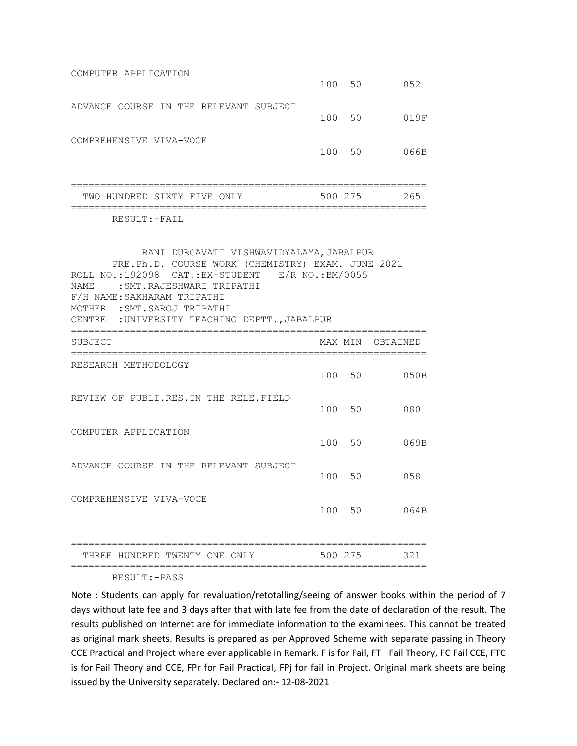| | | | |
|---|---|---|---|
| COMPUTER APPLICATION | 100 | 50 | 052 |
| ADVANCE COURSE IN THE RELEVANT SUBJECT | 100 | 50 | 019F |
| COMPREHENSIVE VIVA-VOCE | 100 | 50 | 066B |
| TWO HUNDRED SIXTY FIVE ONLY | 500 | 275 | 265 |

RESULT:-FAIL

RANI DURGAVATI VISHWAVIDYALAYA,JABALPUR

PRE.Ph.D. COURSE WORK (CHEMISTRY) EXAM. JUNE 2021

ROLL NO.:192098 CAT.:EX-STUDENT E/R NO.:BM/0055

NAME :SMT.RAJESHWARI TRIPATHI

F/H NAME:SAKHARAM TRIPATHI

MOTHER :SMT.SAROJ TRIPATHI

CENTRE :UNIVERSITY TEACHING DEPTT.,JABALPUR

| SUBJECT | MAX | MIN | OBTAINED |
|---|---|---|---|
| RESEARCH METHODOLOGY | 100 | 50 | 050B |
| REVIEW OF PUBLI.RES.IN THE RELE.FIELD | 100 | 50 | 080 |
| COMPUTER APPLICATION | 100 | 50 | 069B |
| ADVANCE COURSE IN THE RELEVANT SUBJECT | 100 | 50 | 058 |
| COMPREHENSIVE VIVA-VOCE | 100 | 50 | 064B |
| THREE HUNDRED TWENTY ONE ONLY | 500 | 275 | 321 |

RESULT:-PASS

Note : Students can apply for revaluation/retotalling/seeing of answer books within the period of 7 days without late fee and 3 days after that with late fee from the date of declaration of the result. The results published on Internet are for immediate information to the examinees. This cannot be treated as original mark sheets. Results is prepared as per Approved Scheme with separate passing in Theory CCE Practical and Project where ever applicable in Remark. F is for Fail, FT –Fail Theory, FC Fail CCE, FTC is for Fail Theory and CCE, FPr for Fail Practical, FPj for fail in Project. Original mark sheets are being issued by the University separately. Declared on:- 12-08-2021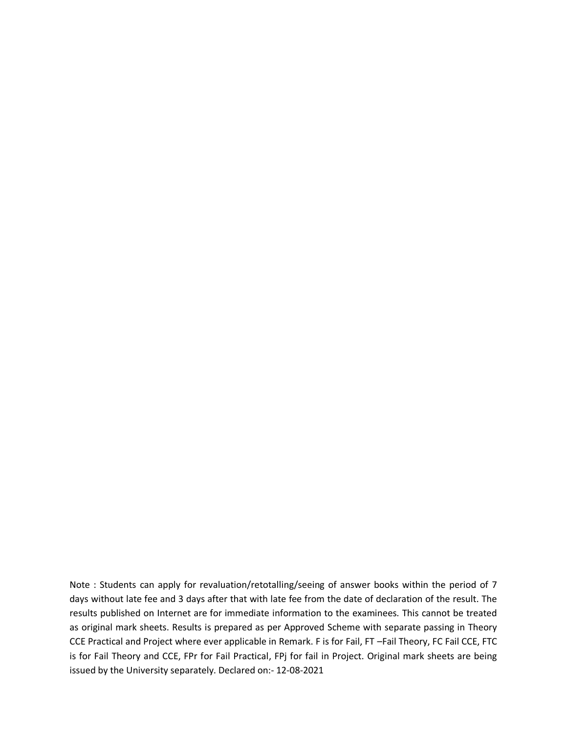Note : Students can apply for revaluation/retotalling/seeing of answer books within the period of 7 days without late fee and 3 days after that with late fee from the date of declaration of the result. The results published on Internet are for immediate information to the examinees. This cannot be treated as original mark sheets. Results is prepared as per Approved Scheme with separate passing in Theory CCE Practical and Project where ever applicable in Remark. F is for Fail, FT –Fail Theory, FC Fail CCE, FTC is for Fail Theory and CCE, FPr for Fail Practical, FPj for fail in Project. Original mark sheets are being issued by the University separately. Declared on:- 12-08-2021